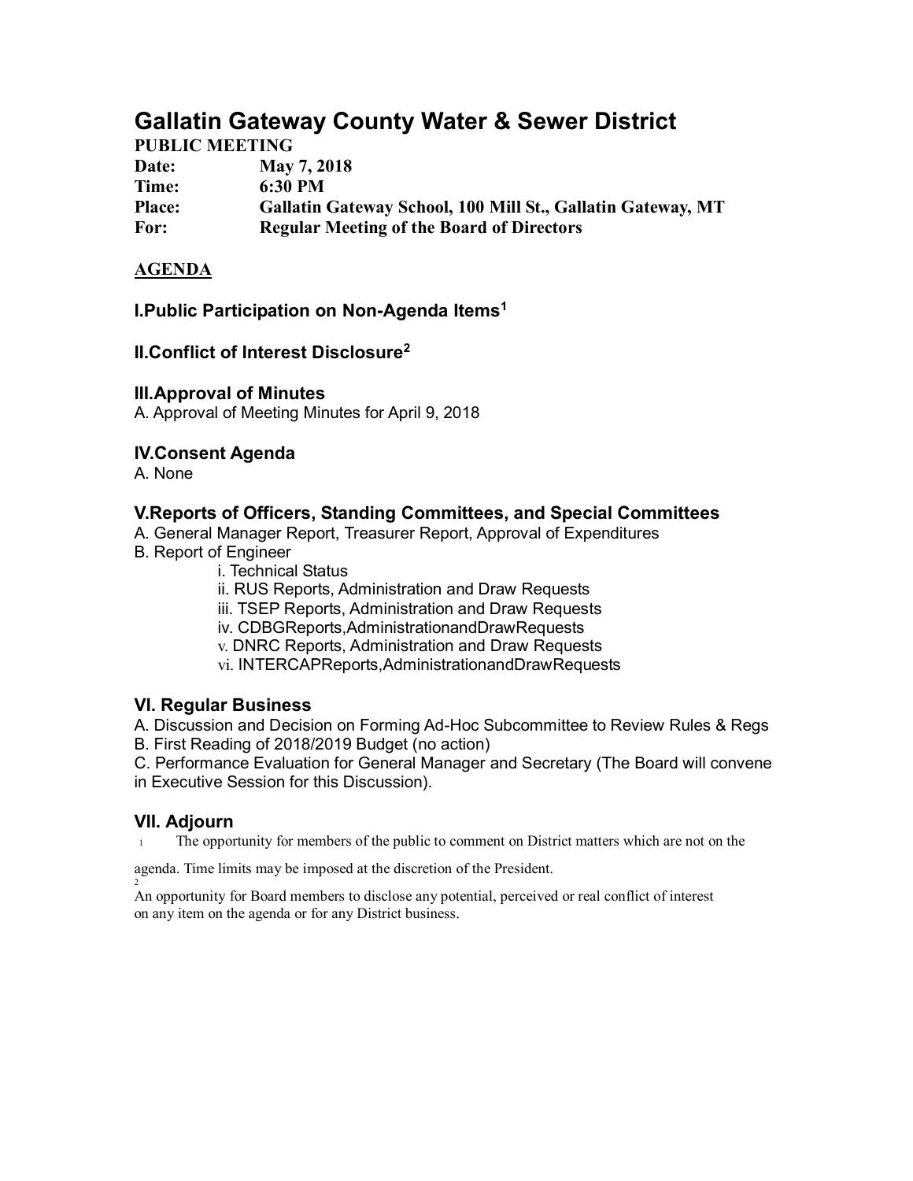# Gallatin Gateway County Water & Sewer District

**PUBLIC MEETING**

**Date:** May 7, 2018

**Time:** 6:30 PM

**Place:** Gallatin Gateway School, 100 Mill St., Gallatin Gateway, MT

**For:** Regular Meeting of the Board of Directors

**AGENDA**

### I.Public Participation on Non-Agenda Items[1]

### II.Conflict of Interest Disclosure[2]

### III.Approval of Minutes

A. Approval of Meeting Minutes for April 9, 2018

### IV.Consent Agenda

A. None

### V.Reports of Officers, Standing Committees, and Special Committees

A. General Manager Report, Treasurer Report, Approval of Expenditures

B. Report of Engineer

- i. Technical Status
- ii. RUS Reports, Administration and Draw Requests
- iii. TSEP Reports, Administration and Draw Requests
- iv. CDBGReports,AdministrationandDrawRequests
- v. DNRC Reports, Administration and Draw Requests
- vi. INTERCAPReports,AdministrationandDrawRequests

### VI. Regular Business

A. Discussion and Decision on Forming Ad-Hoc Subcommittee to Review Rules & Regs

B. First Reading of 2018/2019 Budget (no action)

C. Performance Evaluation for General Manager and Secretary (The Board will convene in Executive Session for this Discussion).

### VII. Adjourn

[1] The opportunity for members of the public to comment on District matters which are not on the agenda. Time limits may be imposed at the discretion of the President.

[2] An opportunity for Board members to disclose any potential, perceived or real conflict of interest on any item on the agenda or for any District business.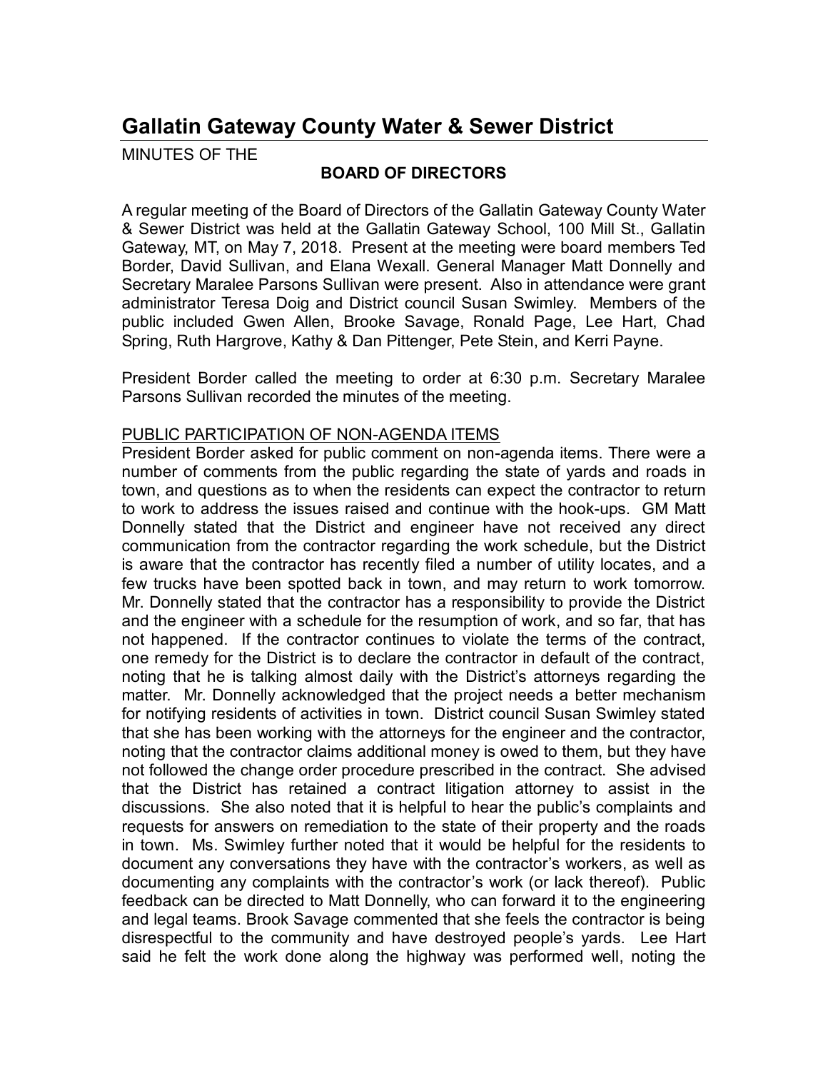# Gallatin Gateway County Water & Sewer District

MINUTES OF THE

**BOARD OF DIRECTORS**

A regular meeting of the Board of Directors of the Gallatin Gateway County Water & Sewer District was held at the Gallatin Gateway School, 100 Mill St., Gallatin Gateway, MT, on May 7, 2018. Present at the meeting were board members Ted Border, David Sullivan, and Elana Wexall. General Manager Matt Donnelly and Secretary Maralee Parsons Sullivan were present. Also in attendance were grant administrator Teresa Doig and District council Susan Swimley. Members of the public included Gwen Allen, Brooke Savage, Ronald Page, Lee Hart, Chad Spring, Ruth Hargrove, Kathy & Dan Pittenger, Pete Stein, and Kerri Payne.

President Border called the meeting to order at 6:30 p.m. Secretary Maralee Parsons Sullivan recorded the minutes of the meeting.

PUBLIC PARTICIPATION OF NON-AGENDA ITEMS

President Border asked for public comment on non-agenda items. There were a number of comments from the public regarding the state of yards and roads in town, and questions as to when the residents can expect the contractor to return to work to address the issues raised and continue with the hook-ups. GM Matt Donnelly stated that the District and engineer have not received any direct communication from the contractor regarding the work schedule, but the District is aware that the contractor has recently filed a number of utility locates, and a few trucks have been spotted back in town, and may return to work tomorrow. Mr. Donnelly stated that the contractor has a responsibility to provide the District and the engineer with a schedule for the resumption of work, and so far, that has not happened. If the contractor continues to violate the terms of the contract, one remedy for the District is to declare the contractor in default of the contract, noting that he is talking almost daily with the District's attorneys regarding the matter. Mr. Donnelly acknowledged that the project needs a better mechanism for notifying residents of activities in town. District council Susan Swimley stated that she has been working with the attorneys for the engineer and the contractor, noting that the contractor claims additional money is owed to them, but they have not followed the change order procedure prescribed in the contract. She advised that the District has retained a contract litigation attorney to assist in the discussions. She also noted that it is helpful to hear the public's complaints and requests for answers on remediation to the state of their property and the roads in town. Ms. Swimley further noted that it would be helpful for the residents to document any conversations they have with the contractor's workers, as well as documenting any complaints with the contractor's work (or lack thereof). Public feedback can be directed to Matt Donnelly, who can forward it to the engineering and legal teams. Brook Savage commented that she feels the contractor is being disrespectful to the community and have destroyed people's yards. Lee Hart said he felt the work done along the highway was performed well, noting the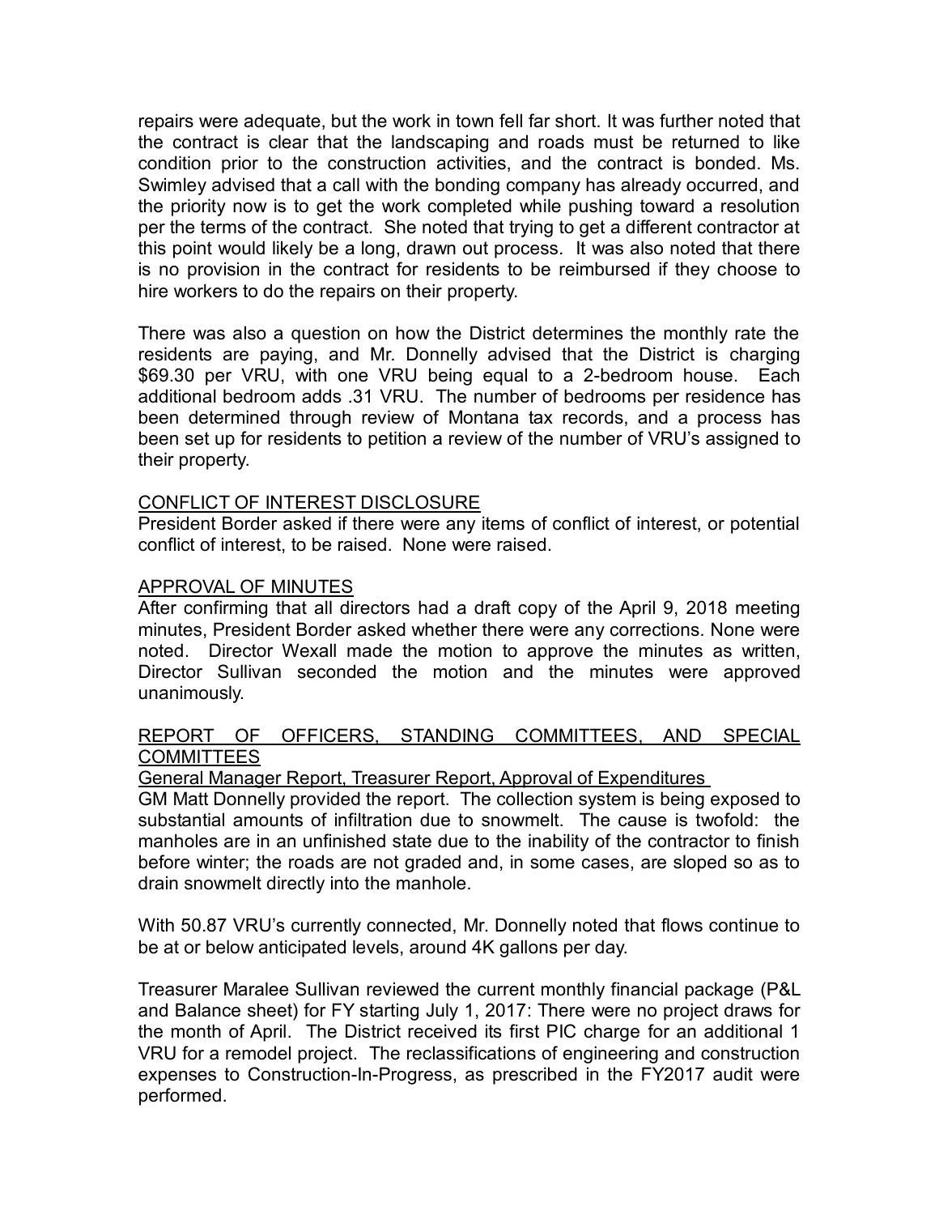repairs were adequate, but the work in town fell far short. It was further noted that the contract is clear that the landscaping and roads must be returned to like condition prior to the construction activities, and the contract is bonded. Ms. Swimley advised that a call with the bonding company has already occurred, and the priority now is to get the work completed while pushing toward a resolution per the terms of the contract. She noted that trying to get a different contractor at this point would likely be a long, drawn out process. It was also noted that there is no provision in the contract for residents to be reimbursed if they choose to hire workers to do the repairs on their property.

There was also a question on how the District determines the monthly rate the residents are paying, and Mr. Donnelly advised that the District is charging $69.30 per VRU, with one VRU being equal to a 2-bedroom house. Each additional bedroom adds .31 VRU. The number of bedrooms per residence has been determined through review of Montana tax records, and a process has been set up for residents to petition a review of the number of VRU's assigned to their property.

## CONFLICT OF INTEREST DISCLOSURE

President Border asked if there were any items of conflict of interest, or potential conflict of interest, to be raised. None were raised.

## APPROVAL OF MINUTES

After confirming that all directors had a draft copy of the April 9, 2018 meeting minutes, President Border asked whether there were any corrections. None were noted. Director Wexall made the motion to approve the minutes as written, Director Sullivan seconded the motion and the minutes were approved unanimously.

## REPORT OF OFFICERS, STANDING COMMITTEES, AND SPECIAL COMMITTEES

### General Manager Report, Treasurer Report, Approval of Expenditures

GM Matt Donnelly provided the report. The collection system is being exposed to substantial amounts of infiltration due to snowmelt. The cause is twofold: the manholes are in an unfinished state due to the inability of the contractor to finish before winter; the roads are not graded and, in some cases, are sloped so as to drain snowmelt directly into the manhole.

With 50.87 VRU's currently connected, Mr. Donnelly noted that flows continue to be at or below anticipated levels, around 4K gallons per day.

Treasurer Maralee Sullivan reviewed the current monthly financial package (P&L and Balance sheet) for FY starting July 1, 2017: There were no project draws for the month of April. The District received its first PIC charge for an additional 1 VRU for a remodel project. The reclassifications of engineering and construction expenses to Construction-In-Progress, as prescribed in the FY2017 audit were performed.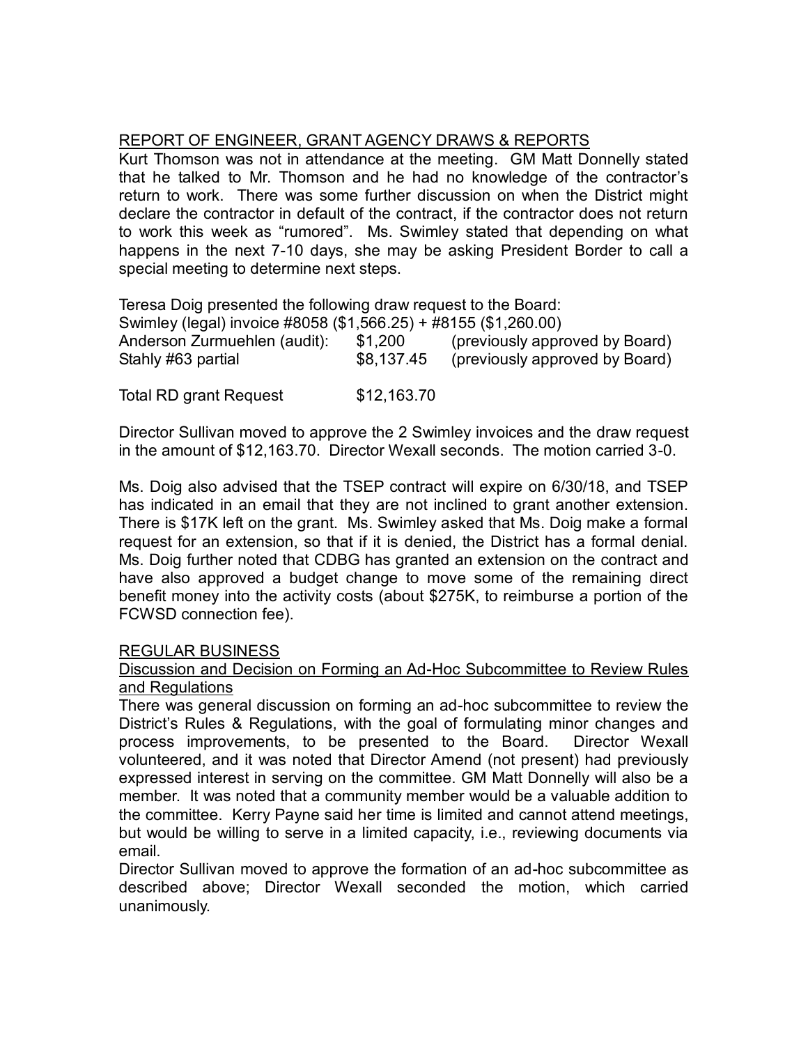## REPORT OF ENGINEER, GRANT AGENCY DRAWS & REPORTS

Kurt Thomson was not in attendance at the meeting. GM Matt Donnelly stated that he talked to Mr. Thomson and he had no knowledge of the contractor's return to work. There was some further discussion on when the District might declare the contractor in default of the contract, if the contractor does not return to work this week as "rumored". Ms. Swimley stated that depending on what happens in the next 7-10 days, she may be asking President Border to call a special meeting to determine next steps.

Teresa Doig presented the following draw request to the Board:

Swimley (legal) invoice #8058 ($1,566.25) + #8155 ($1,260.00)

| | | |
|---|---|---|
| Anderson Zurmuehlen (audit): | $1,200 | (previously approved by Board) |
| Stahly #63 partial | $8,137.45 | (previously approved by Board) |
| | | |
| Total RD grant Request | $12,163.70 | |

Director Sullivan moved to approve the 2 Swimley invoices and the draw request in the amount of $12,163.70. Director Wexall seconds. The motion carried 3-0.

Ms. Doig also advised that the TSEP contract will expire on 6/30/18, and TSEP has indicated in an email that they are not inclined to grant another extension. There is $17K left on the grant. Ms. Swimley asked that Ms. Doig make a formal request for an extension, so that if it is denied, the District has a formal denial. Ms. Doig further noted that CDBG has granted an extension on the contract and have also approved a budget change to move some of the remaining direct benefit money into the activity costs (about $275K, to reimburse a portion of the FCWSD connection fee).

## REGULAR BUSINESS

### Discussion and Decision on Forming an Ad-Hoc Subcommittee to Review Rules and Regulations

There was general discussion on forming an ad-hoc subcommittee to review the District's Rules & Regulations, with the goal of formulating minor changes and process improvements, to be presented to the Board. Director Wexall volunteered, and it was noted that Director Amend (not present) had previously expressed interest in serving on the committee. GM Matt Donnelly will also be a member. It was noted that a community member would be a valuable addition to the committee. Kerry Payne said her time is limited and cannot attend meetings, but would be willing to serve in a limited capacity, i.e., reviewing documents via email.

Director Sullivan moved to approve the formation of an ad-hoc subcommittee as described above; Director Wexall seconded the motion, which carried unanimously.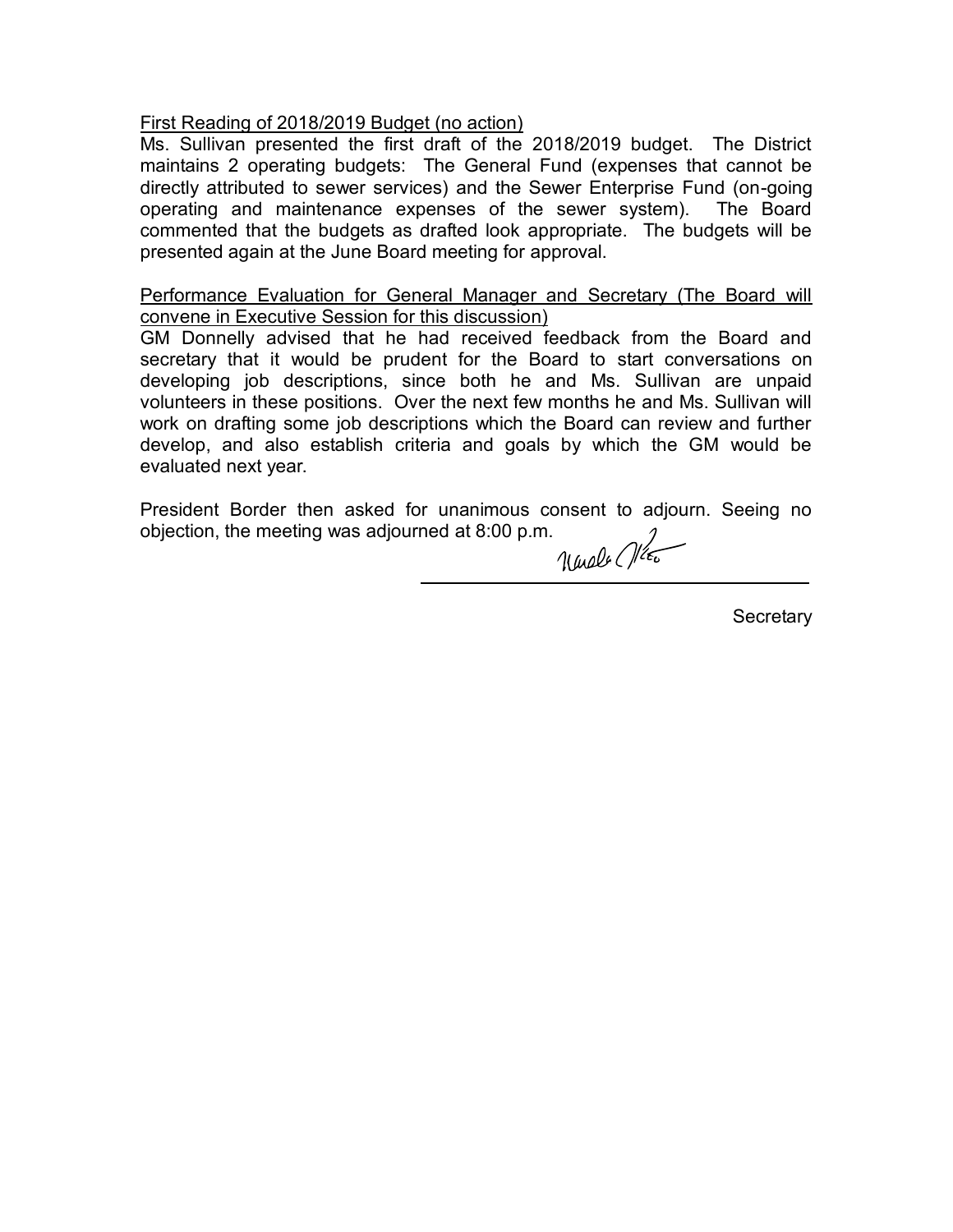First Reading of 2018/2019 Budget (no action)

Ms. Sullivan presented the first draft of the 2018/2019 budget. The District maintains 2 operating budgets: The General Fund (expenses that cannot be directly attributed to sewer services) and the Sewer Enterprise Fund (on-going operating and maintenance expenses of the sewer system). The Board commented that the budgets as drafted look appropriate. The budgets will be presented again at the June Board meeting for approval.

Performance Evaluation for General Manager and Secretary (The Board will convene in Executive Session for this discussion)

GM Donnelly advised that he had received feedback from the Board and secretary that it would be prudent for the Board to start conversations on developing job descriptions, since both he and Ms. Sullivan are unpaid volunteers in these positions. Over the next few months he and Ms. Sullivan will work on drafting some job descriptions which the Board can review and further develop, and also establish criteria and goals by which the GM would be evaluated next year.

President Border then asked for unanimous consent to adjourn. Seeing no objection, the meeting was adjourned at 8:00 p.m.

\_\_\_\_\_\_\_\_\_\_\_\_\_\_\_\_\_\_\_\_\_\_\_\_\_\_\_\_\_\_\_\_\_\_\_\_

Secretary